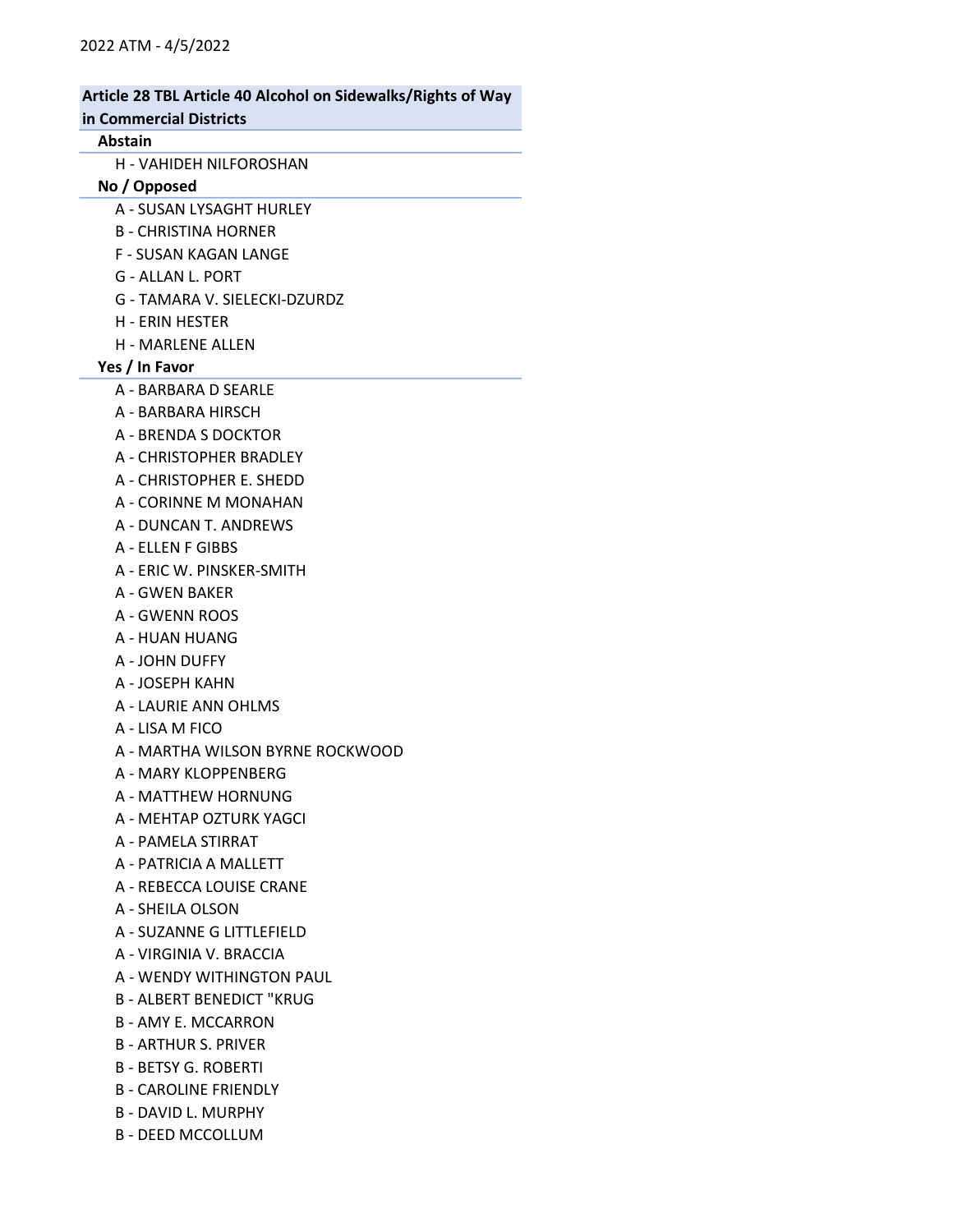2022 ATM - 4/5/2022

**Article 28 TBL Article 40 Alcohol on Sidewalks/Rights of Way in Commercial Districts**

**Abstain**

- H - VAHIDEH NILFOROSHAN

**No / Opposed**

- A - SUSAN LYSAGHT HURLEY
- B - CHRISTINA HORNER
- F - SUSAN KAGAN LANGE
- G - ALLAN L. PORT
- G - TAMARA V. SIELECKI-DZURDZ
- H - ERIN HESTER
- H - MARLENE ALLEN

**Yes / In Favor**

- A - BARBARA D SEARLE
- A - BARBARA HIRSCH
- A - BRENDA S DOCKTOR
- A - CHRISTOPHER BRADLEY
- A - CHRISTOPHER E. SHEDD
- A - CORINNE M MONAHAN
- A - DUNCAN T. ANDREWS
- A - ELLEN F GIBBS
- A - ERIC W. PINSKER-SMITH
- A - GWEN BAKER
- A - GWENN ROOS
- A - HUAN HUANG
- A - JOHN DUFFY
- A - JOSEPH KAHN
- A - LAURIE ANN OHLMS
- A - LISA M FICO
- A - MARTHA WILSON BYRNE ROCKWOOD
- A - MARY KLOPPENBERG
- A - MATTHEW HORNUNG
- A - MEHTAP OZTURK YAGCI
- A - PAMELA STIRRAT
- A - PATRICIA A MALLETT
- A - REBECCA LOUISE CRANE
- A - SHEILA OLSON
- A - SUZANNE G LITTLEFIELD
- A - VIRGINIA V. BRACCIA
- A - WENDY WITHINGTON PAUL
- B - ALBERT BENEDICT "KRUG
- B - AMY E. MCCARRON
- B - ARTHUR S. PRIVER
- B - BETSY G. ROBERTI
- B - CAROLINE FRIENDLY
- B - DAVID L. MURPHY
- B - DEED MCCOLLUM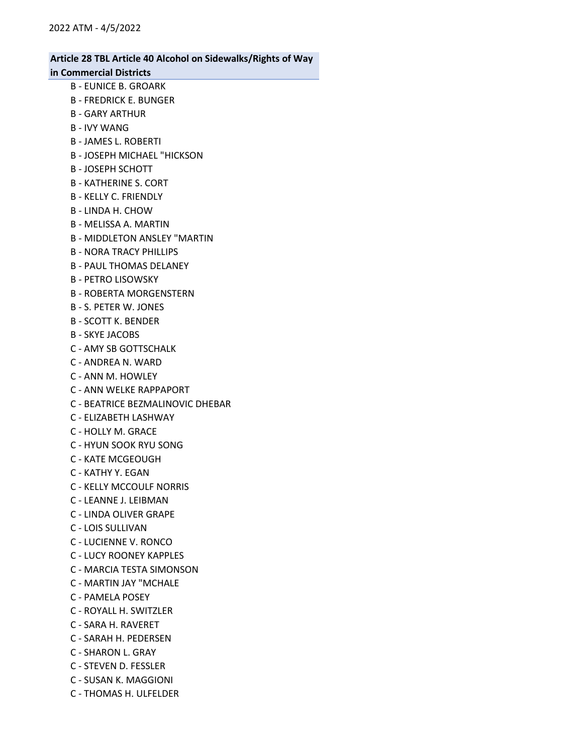## Article 28 TBL Article 40 Alcohol on Sidewalks/Rights of Way in Commercial Districts

B - EUNICE B. GROARK
B - FREDRICK E. BUNGER
B - GARY ARTHUR
B - IVY WANG
B - JAMES L. ROBERTI
B - JOSEPH MICHAEL "HICKSON
B - JOSEPH SCHOTT
B - KATHERINE S. CORT
B - KELLY C. FRIENDLY
B - LINDA H. CHOW
B - MELISSA A. MARTIN
B - MIDDLETON ANSLEY "MARTIN
B - NORA TRACY PHILLIPS
B - PAUL THOMAS DELANEY
B - PETRO LISOWSKY
B - ROBERTA MORGENSTERN
B - S. PETER W. JONES
B - SCOTT K. BENDER
B - SKYE JACOBS
C - AMY SB GOTTSCHALK
C - ANDREA N. WARD
C - ANN M. HOWLEY
C - ANN WELKE RAPPAPORT
C - BEATRICE BEZMALINOVIC DHEBAR
C - ELIZABETH LASHWAY
C - HOLLY M. GRACE
C - HYUN SOOK RYU SONG
C - KATE MCGEOUGH
C - KATHY Y. EGAN
C - KELLY MCCOULF NORRIS
C - LEANNE J. LEIBMAN
C - LINDA OLIVER GRAPE
C - LOIS SULLIVAN
C - LUCIENNE V. RONCO
C - LUCY ROONEY KAPPLES
C - MARCIA TESTA SIMONSON
C - MARTIN JAY "MCHALE
C - PAMELA POSEY
C - ROYALL H. SWITZLER
C - SARA H. RAVERET
C - SARAH H. PEDERSEN
C - SHARON L. GRAY
C - STEVEN D. FESSLER
C - SUSAN K. MAGGIONI
C - THOMAS H. ULFELDER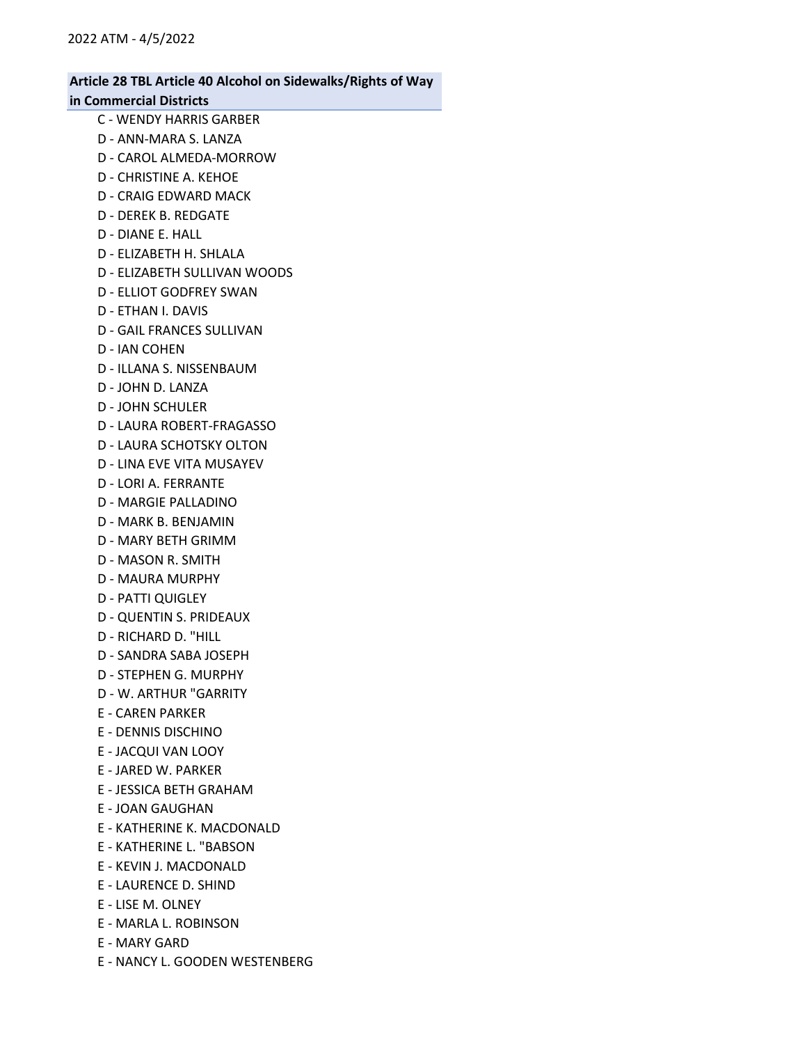**Article 28 TBL Article 40 Alcohol on Sidewalks/Rights of Way in Commercial Districts**

C - WENDY HARRIS GARBER
D - ANN-MARA S. LANZA
D - CAROL ALMEDA-MORROW
D - CHRISTINE A. KEHOE
D - CRAIG EDWARD MACK
D - DEREK B. REDGATE
D - DIANE E. HALL
D - ELIZABETH H. SHLALA
D - ELIZABETH SULLIVAN WOODS
D - ELLIOT GODFREY SWAN
D - ETHAN I. DAVIS
D - GAIL FRANCES SULLIVAN
D - IAN COHEN
D - ILLANA S. NISSENBAUM
D - JOHN D. LANZA
D - JOHN SCHULER
D - LAURA ROBERT-FRAGASSO
D - LAURA SCHOTSKY OLTON
D - LINA EVE VITA MUSAYEV
D - LORI A. FERRANTE
D - MARGIE PALLADINO
D - MARK B. BENJAMIN
D - MARY BETH GRIMM
D - MASON R. SMITH
D - MAURA MURPHY
D - PATTI QUIGLEY
D - QUENTIN S. PRIDEAUX
D - RICHARD D. "HILL
D - SANDRA SABA JOSEPH
D - STEPHEN G. MURPHY
D - W. ARTHUR "GARRITY
E - CAREN PARKER
E - DENNIS DISCHINO
E - JACQUI VAN LOOY
E - JARED W. PARKER
E - JESSICA BETH GRAHAM
E - JOAN GAUGHAN
E - KATHERINE K. MACDONALD
E - KATHERINE L. "BABSON
E - KEVIN J. MACDONALD
E - LAURENCE D. SHIND
E - LISE M. OLNEY
E - MARLA L. ROBINSON
E - MARY GARD
E - NANCY L. GOODEN WESTENBERG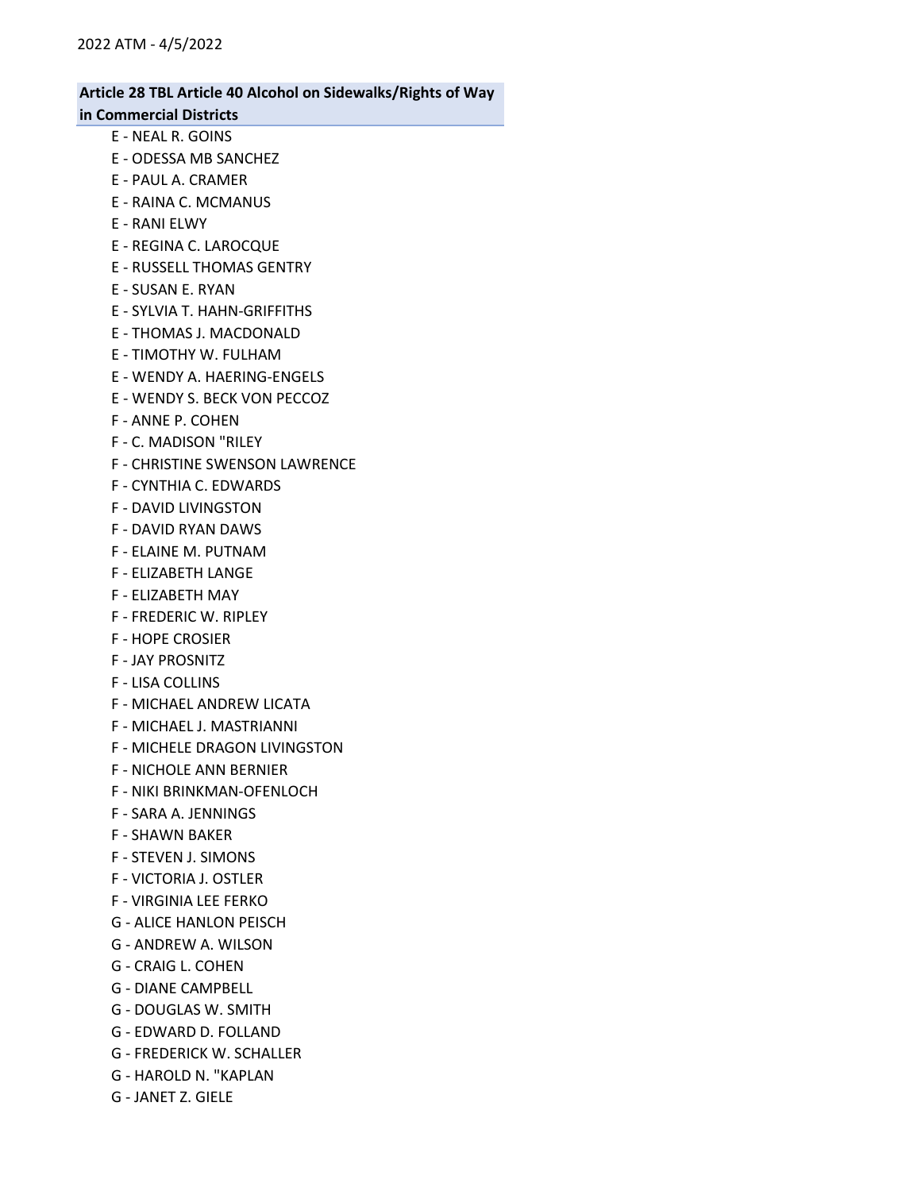**Article 28 TBL Article 40 Alcohol on Sidewalks/Rights of Way in Commercial Districts**

E - NEAL R. GOINS
E - ODESSA MB SANCHEZ
E - PAUL A. CRAMER
E - RAINA C. MCMANUS
E - RANI ELWY
E - REGINA C. LAROCQUE
E - RUSSELL THOMAS GENTRY
E - SUSAN E. RYAN
E - SYLVIA T. HAHN-GRIFFITHS
E - THOMAS J. MACDONALD
E - TIMOTHY W. FULHAM
E - WENDY A. HAERING-ENGELS
E - WENDY S. BECK VON PECCOZ
F - ANNE P. COHEN
F - C. MADISON "RILEY
F - CHRISTINE SWENSON LAWRENCE
F - CYNTHIA C. EDWARDS
F - DAVID LIVINGSTON
F - DAVID RYAN DAWS
F - ELAINE M. PUTNAM
F - ELIZABETH LANGE
F - ELIZABETH MAY
F - FREDERIC W. RIPLEY
F - HOPE CROSIER
F - JAY PROSNITZ
F - LISA COLLINS
F - MICHAEL ANDREW LICATA
F - MICHAEL J. MASTRIANNI
F - MICHELE DRAGON LIVINGSTON
F - NICHOLE ANN BERNIER
F - NIKI BRINKMAN-OFENLOCH
F - SARA A. JENNINGS
F - SHAWN BAKER
F - STEVEN J. SIMONS
F - VICTORIA J. OSTLER
F - VIRGINIA LEE FERKO
G - ALICE HANLON PEISCH
G - ANDREW A. WILSON
G - CRAIG L. COHEN
G - DIANE CAMPBELL
G - DOUGLAS W. SMITH
G - EDWARD D. FOLLAND
G - FREDERICK W. SCHALLER
G - HAROLD N. "KAPLAN
G - JANET Z. GIELE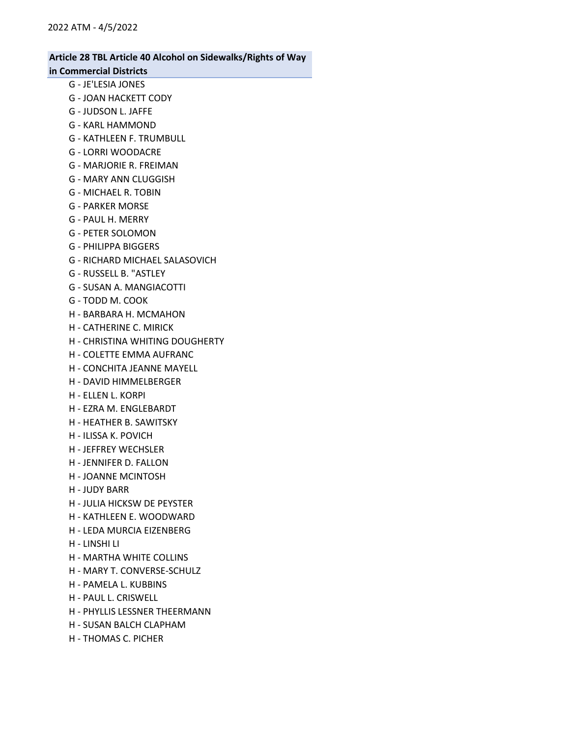**Article 28 TBL Article 40 Alcohol on Sidewalks/Rights of Way in Commercial Districts**

G - JE'LESIA JONES
G - JOAN HACKETT CODY
G - JUDSON L. JAFFE
G - KARL HAMMOND
G - KATHLEEN F. TRUMBULL
G - LORRI WOODACRE
G - MARJORIE R. FREIMAN
G - MARY ANN CLUGGISH
G - MICHAEL R. TOBIN
G - PARKER MORSE
G - PAUL H. MERRY
G - PETER SOLOMON
G - PHILIPPA BIGGERS
G - RICHARD MICHAEL SALASOVICH
G - RUSSELL B. "ASTLEY
G - SUSAN A. MANGIACOTTI
G - TODD M. COOK
H - BARBARA H. MCMAHON
H - CATHERINE C. MIRICK
H - CHRISTINA WHITING DOUGHERTY
H - COLETTE EMMA AUFRANC
H - CONCHITA JEANNE MAYELL
H - DAVID HIMMELBERGER
H - ELLEN L. KORPI
H - EZRA M. ENGLEBARDT
H - HEATHER B. SAWITSKY
H - ILISSA K. POVICH
H - JEFFREY WECHSLER
H - JENNIFER D. FALLON
H - JOANNE MCINTOSH
H - JUDY BARR
H - JULIA HICKSW DE PEYSTER
H - KATHLEEN E. WOODWARD
H - LEDA MURCIA EIZENBERG
H - LINSHI LI
H - MARTHA WHITE COLLINS
H - MARY T. CONVERSE-SCHULZ
H - PAMELA L. KUBBINS
H - PAUL L. CRISWELL
H - PHYLLIS LESSNER THEERMANN
H - SUSAN BALCH CLAPHAM
H - THOMAS C. PICHER